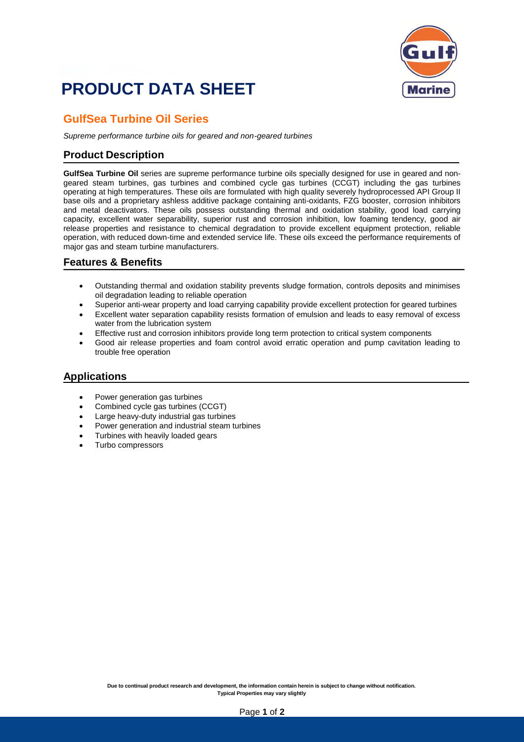# PRODUCT DATA SHEET

## GulfSea Turbine Oil Series

*Supreme performance turbine oils for geared and non-geared turbines*

### Product Description

**GulfSea Turbine Oil** series are supreme performance turbine oils specially designed for use in geared and non-geared steam turbines, gas turbines and combined cycle gas turbines (CCGT) including the gas turbines operating at high temperatures. These oils are formulated with high quality severely hydroprocessed API Group II base oils and a proprietary ashless additive package containing anti-oxidants, FZG booster, corrosion inhibitors and metal deactivators. These oils possess outstanding thermal and oxidation stability, good load carrying capacity, excellent water separability, superior rust and corrosion inhibition, low foaming tendency, good air release properties and resistance to chemical degradation to provide excellent equipment protection, reliable operation, with reduced down-time and extended service life. These oils exceed the performance requirements of major gas and steam turbine manufacturers.

### Features & Benefits

- Outstanding thermal and oxidation stability prevents sludge formation, controls deposits and minimises oil degradation leading to reliable operation
- Superior anti-wear property and load carrying capability provide excellent protection for geared turbines
- Excellent water separation capability resists formation of emulsion and leads to easy removal of excess water from the lubrication system
- Effective rust and corrosion inhibitors provide long term protection to critical system components
- Good air release properties and foam control avoid erratic operation and pump cavitation leading to trouble free operation

### Applications

- Power generation gas turbines
- Combined cycle gas turbines (CCGT)
- Large heavy-duty industrial gas turbines
- Power generation and industrial steam turbines
- Turbines with heavily loaded gears
- Turbo compressors

**Due to continual product research and development, the information contain herein is subject to change without notification.**
**Typical Properties may vary slightly**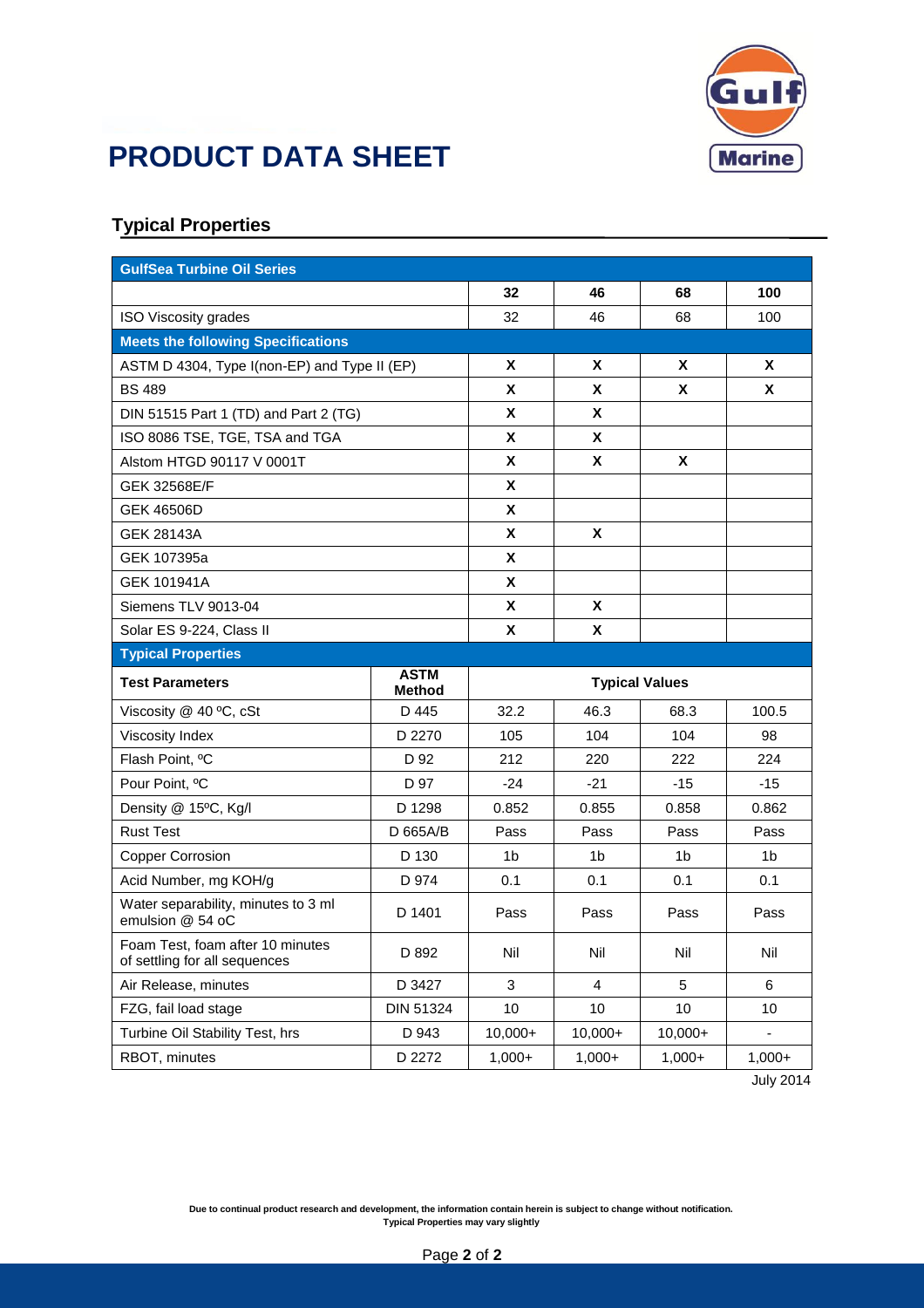# PRODUCT DATA SHEET

## Typical Properties

| GulfSea Turbine Oil Series | | | | | |
|---|---|---|---|---|---|
| | | **32** | **46** | **68** | **100** |
| ISO Viscosity grades | | 32 | 46 | 68 | 100 |
| **Meets the following Specifications** | | | | | |
| ASTM D 4304, Type I(non-EP) and Type II (EP) | | **X** | **X** | **X** | **X** |
| BS 489 | | **X** | **X** | **X** | **X** |
| DIN 51515 Part 1 (TD) and Part 2 (TG) | | **X** | **X** | | |
| ISO 8086 TSE, TGE, TSA and TGA | | **X** | **X** | | |
| Alstom HTGD 90117 V 0001T | | **X** | **X** | **X** | |
| GEK 32568E/F | | **X** | | | |
| GEK 46506D | | **X** | | | |
| GEK 28143A | | **X** | **X** | | |
| GEK 107395a | | **X** | | | |
| GEK 101941A | | **X** | | | |
| Siemens TLV 9013-04 | | **X** | **X** | | |
| Solar ES 9-224, Class II | | **X** | **X** | | |
| **Typical Properties** | | | | | |
| **Test Parameters** | **ASTM Method** | **Typical Values** | | | |
| Viscosity @ 40 ºC, cSt | D 445 | 32.2 | 46.3 | 68.3 | 100.5 |
| Viscosity Index | D 2270 | 105 | 104 | 104 | 98 |
| Flash Point, ºC | D 92 | 212 | 220 | 222 | 224 |
| Pour Point, ºC | D 97 | -24 | -21 | -15 | -15 |
| Density @ 15ºC, Kg/l | D 1298 | 0.852 | 0.855 | 0.858 | 0.862 |
| Rust Test | D 665A/B | Pass | Pass | Pass | Pass |
| Copper Corrosion | D 130 | 1b | 1b | 1b | 1b |
| Acid Number, mg KOH/g | D 974 | 0.1 | 0.1 | 0.1 | 0.1 |
| Water separability, minutes to 3 ml emulsion @ 54 oC | D 1401 | Pass | Pass | Pass | Pass |
| Foam Test, foam after 10 minutes of settling for all sequences | D 892 | Nil | Nil | Nil | Nil |
| Air Release, minutes | D 3427 | 3 | 4 | 5 | 6 |
| FZG, fail load stage | DIN 51324 | 10 | 10 | 10 | 10 |
| Turbine Oil Stability Test, hrs | D 943 | 10,000+ | 10,000+ | 10,000+ | - |
| RBOT, minutes | D 2272 | 1,000+ | 1,000+ | 1,000+ | 1,000+ |

July 2014

**Due to continual product research and development, the information contain herein is subject to change without notification. Typical Properties may vary slightly**